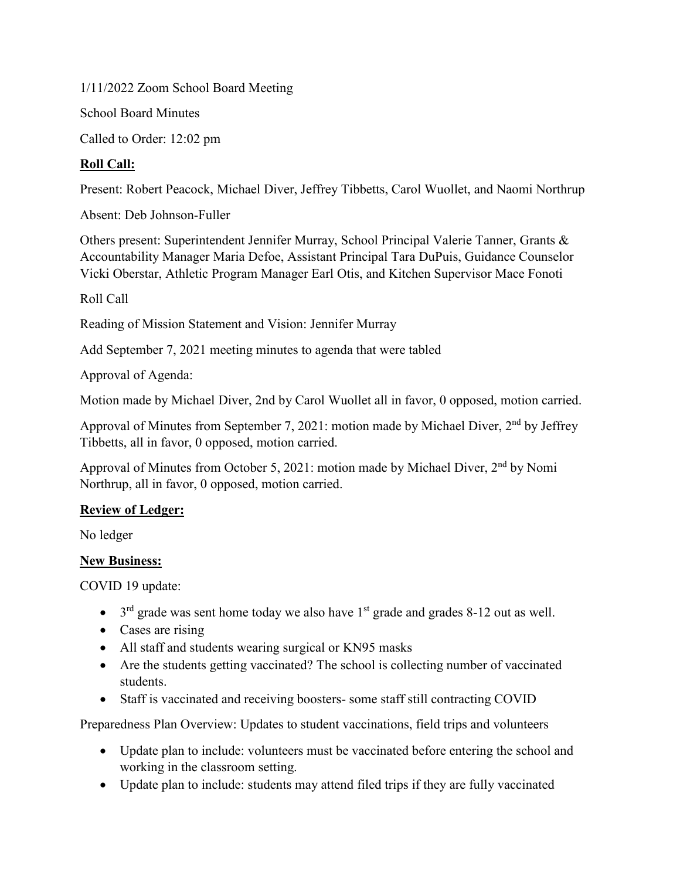1/11/2022 Zoom School Board Meeting

School Board Minutes

Called to Order: 12:02 pm

**Roll Call:**

Present: Robert Peacock, Michael Diver, Jeffrey Tibbetts, Carol Wuollet, and Naomi Northrup

Absent: Deb Johnson-Fuller

Others present: Superintendent Jennifer Murray, School Principal Valerie Tanner, Grants & Accountability Manager Maria Defoe, Assistant Principal Tara DuPuis, Guidance Counselor Vicki Oberstar, Athletic Program Manager Earl Otis, and Kitchen Supervisor Mace Fonoti

Roll Call

Reading of Mission Statement and Vision: Jennifer Murray

Add September 7, 2021 meeting minutes to agenda that were tabled

Approval of Agenda:

Motion made by Michael Diver, 2nd by Carol Wuollet all in favor, 0 opposed, motion carried.

Approval of Minutes from September 7, 2021: motion made by Michael Diver, 2nd by Jeffrey Tibbetts, all in favor, 0 opposed, motion carried.

Approval of Minutes from October 5, 2021: motion made by Michael Diver, 2nd by Nomi Northrup, all in favor, 0 opposed, motion carried.

**Review of Ledger:**

No ledger

**New Business:**

COVID 19 update:

- 3rd grade was sent home today we also have 1st grade and grades 8-12 out as well.
- Cases are rising
- All staff and students wearing surgical or KN95 masks
- Are the students getting vaccinated? The school is collecting number of vaccinated students.
- Staff is vaccinated and receiving boosters- some staff still contracting COVID

Preparedness Plan Overview: Updates to student vaccinations, field trips and volunteers

- Update plan to include: volunteers must be vaccinated before entering the school and working in the classroom setting.
- Update plan to include: students may attend filed trips if they are fully vaccinated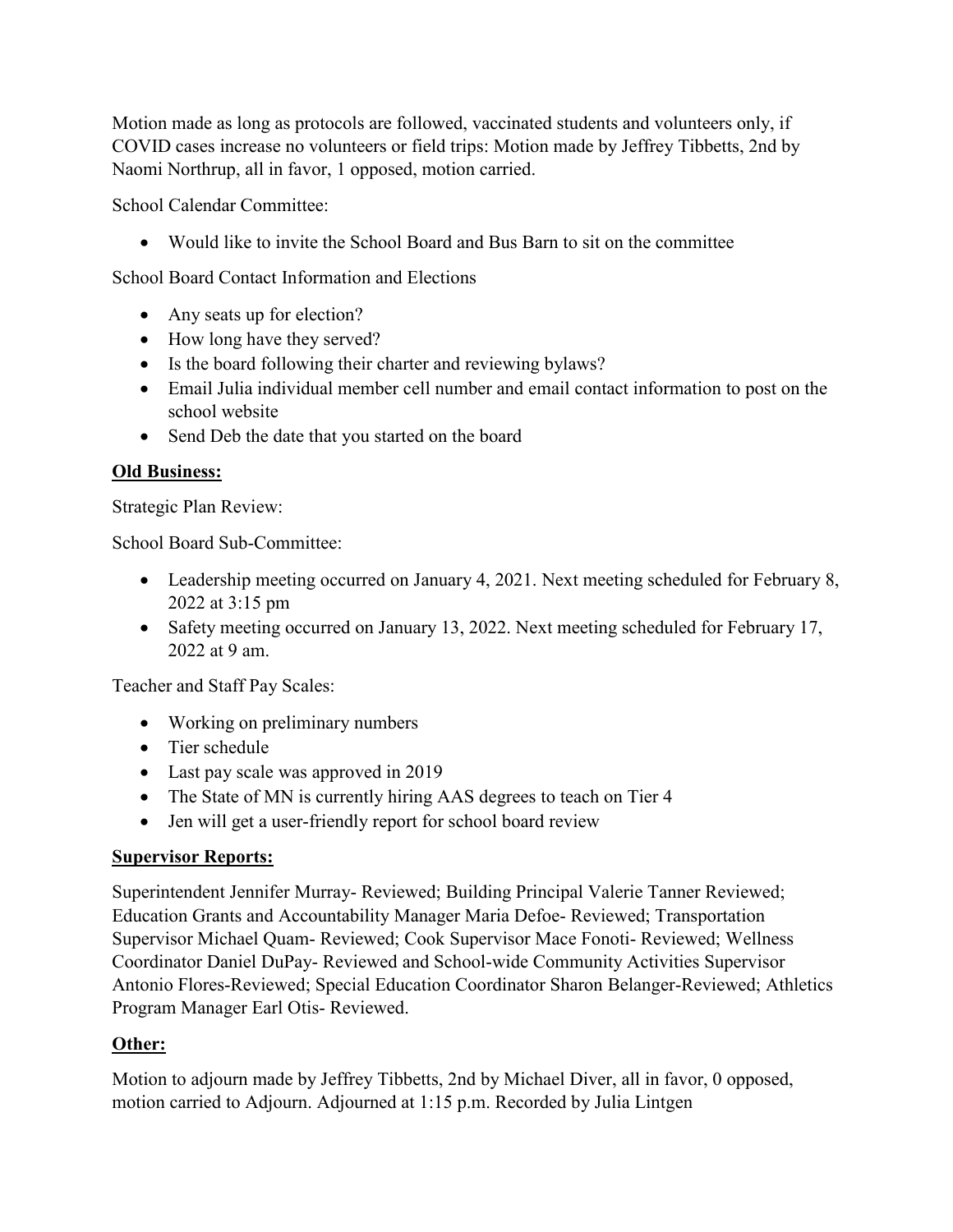Motion made as long as protocols are followed, vaccinated students and volunteers only, if COVID cases increase no volunteers or field trips: Motion made by Jeffrey Tibbetts, 2nd by Naomi Northrup, all in favor, 1 opposed, motion carried.

School Calendar Committee:

- Would like to invite the School Board and Bus Barn to sit on the committee

School Board Contact Information and Elections

- Any seats up for election?
- How long have they served?
- Is the board following their charter and reviewing bylaws?
- Email Julia individual member cell number and email contact information to post on the school website
- Send Deb the date that you started on the board

**Old Business:**

Strategic Plan Review:

School Board Sub-Committee:

- Leadership meeting occurred on January 4, 2021. Next meeting scheduled for February 8, 2022 at 3:15 pm
- Safety meeting occurred on January 13, 2022. Next meeting scheduled for February 17, 2022 at 9 am.

Teacher and Staff Pay Scales:

- Working on preliminary numbers
- Tier schedule
- Last pay scale was approved in 2019
- The State of MN is currently hiring AAS degrees to teach on Tier 4
- Jen will get a user-friendly report for school board review

**Supervisor Reports:**

Superintendent Jennifer Murray- Reviewed; Building Principal Valerie Tanner Reviewed; Education Grants and Accountability Manager Maria Defoe- Reviewed; Transportation Supervisor Michael Quam- Reviewed; Cook Supervisor Mace Fonoti- Reviewed; Wellness Coordinator Daniel DuPay- Reviewed and School-wide Community Activities Supervisor Antonio Flores-Reviewed; Special Education Coordinator Sharon Belanger-Reviewed; Athletics Program Manager Earl Otis- Reviewed.

**Other:**

Motion to adjourn made by Jeffrey Tibbetts, 2nd by Michael Diver, all in favor, 0 opposed, motion carried to Adjourn. Adjourned at 1:15 p.m. Recorded by Julia Lintgen